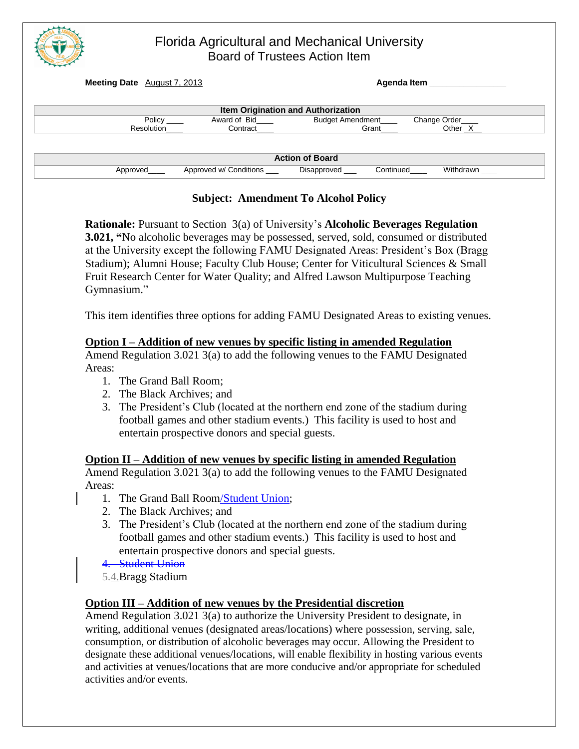# Florida Agricultural and Mechanical University
## Board of Trustees Action Item

**Meeting Date** August 7, 2013 **Agenda Item** ________________

| Item Origination and Authorization | | | |
|---|---|---|---|
| Policy ____ | Award of Bid____ | Budget Amendment____ | Change Order____ |
| Resolution____ | Contract____ | Grant____ | Other _X__ |

| Action of Board | | | | |
|---|---|---|---|---|
| Approved____ | Approved w/ Conditions ___ | Disapproved ___ | Continued____ | Withdrawn ___ |

### Subject: Amendment To Alcohol Policy

**Rationale:** Pursuant to Section 3(a) of University's **Alcoholic Beverages Regulation 3.021, "**No alcoholic beverages may be possessed, served, sold, consumed or distributed at the University except the following FAMU Designated Areas: President's Box (Bragg Stadium); Alumni House; Faculty Club House; Center for Viticultural Sciences & Small Fruit Research Center for Water Quality; and Alfred Lawson Multipurpose Teaching Gymnasium."

This item identifies three options for adding FAMU Designated Areas to existing venues.

**Option I – Addition of new venues by specific listing in amended Regulation**

Amend Regulation 3.021 3(a) to add the following venues to the FAMU Designated Areas:

1. The Grand Ball Room;
2. The Black Archives; and
3. The President's Club (located at the northern end zone of the stadium during football games and other stadium events.) This facility is used to host and entertain prospective donors and special guests.

**Option II – Addition of new venues by specific listing in amended Regulation**

Amend Regulation 3.021 3(a) to add the following venues to the FAMU Designated Areas:

1. The Grand Ball Room/Student Union;
2. The Black Archives; and
3. The President's Club (located at the northern end zone of the stadium during football games and other stadium events.) This facility is used to host and entertain prospective donors and special guests.
4. ~~Student Union~~
5. ~~5.~~4. Bragg Stadium

**Option III – Addition of new venues by the Presidential discretion**

Amend Regulation 3.021 3(a) to authorize the University President to designate, in writing, additional venues (designated areas/locations) where possession, serving, sale, consumption, or distribution of alcoholic beverages may occur. Allowing the President to designate these additional venues/locations, will enable flexibility in hosting various events and activities at venues/locations that are more conducive and/or appropriate for scheduled activities and/or events.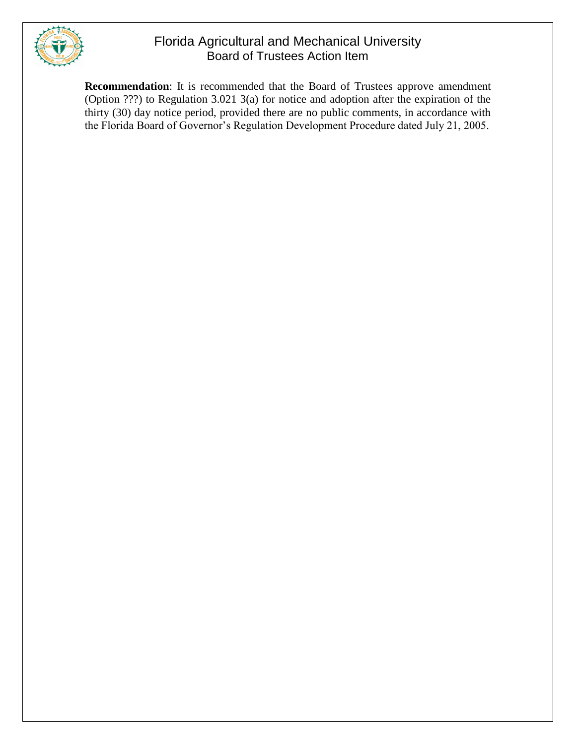# Florida Agricultural and Mechanical University
## Board of Trustees Action Item

**Recommendation**: It is recommended that the Board of Trustees approve amendment (Option ???) to Regulation 3.021 3(a) for notice and adoption after the expiration of the thirty (30) day notice period, provided there are no public comments, in accordance with the Florida Board of Governor's Regulation Development Procedure dated July 21, 2005.